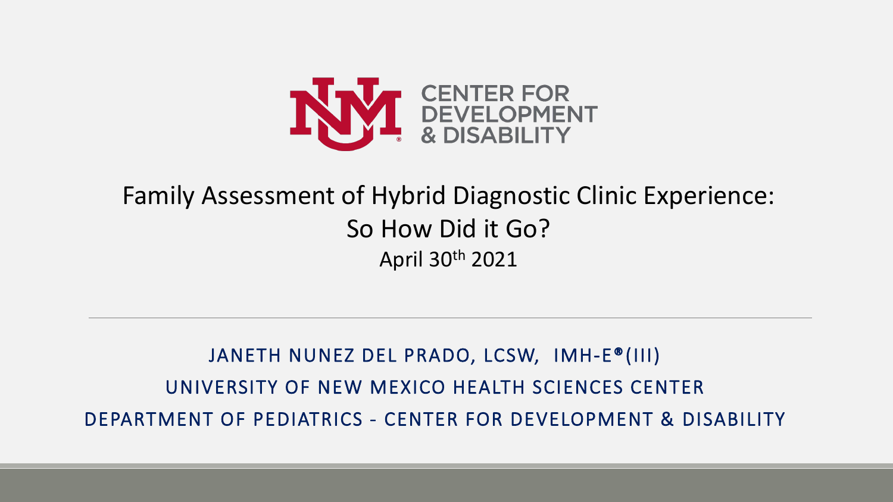CENTER FOR
DEVELOPMENT
& DISABILITY

# Family Assessment of Hybrid Diagnostic Clinic Experience: So How Did it Go?

April 30th 2021

JANETH NUNEZ DEL PRADO, LCSW, IMH-E®(III)

UNIVERSITY OF NEW MEXICO HEALTH SCIENCES CENTER

DEPARTMENT OF PEDIATRICS - CENTER FOR DEVELOPMENT & DISABILITY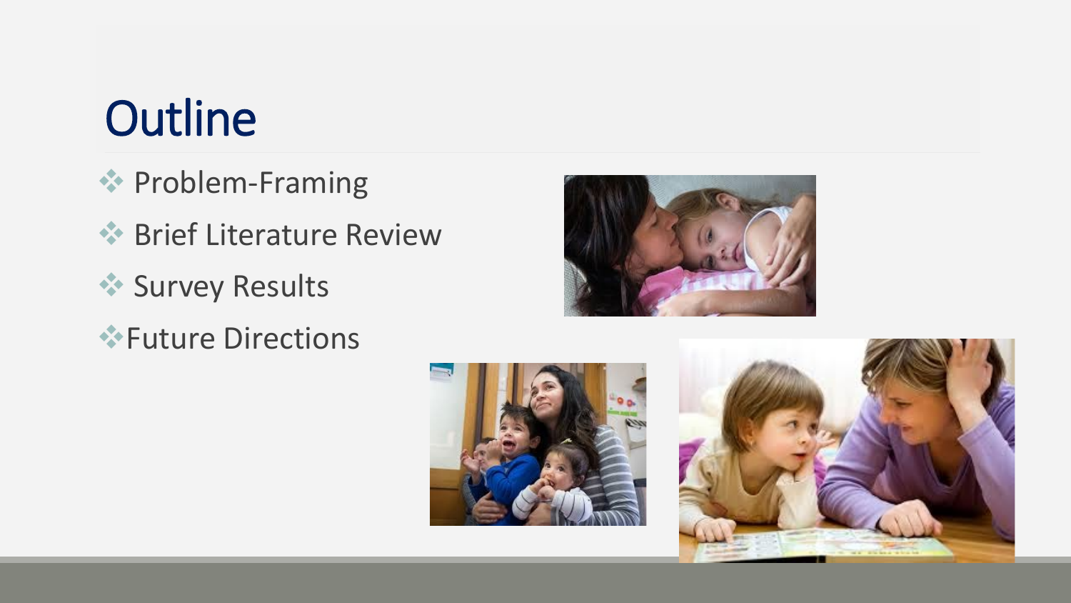# Outline

- Problem-Framing
- Brief Literature Review
- Survey Results
- Future Directions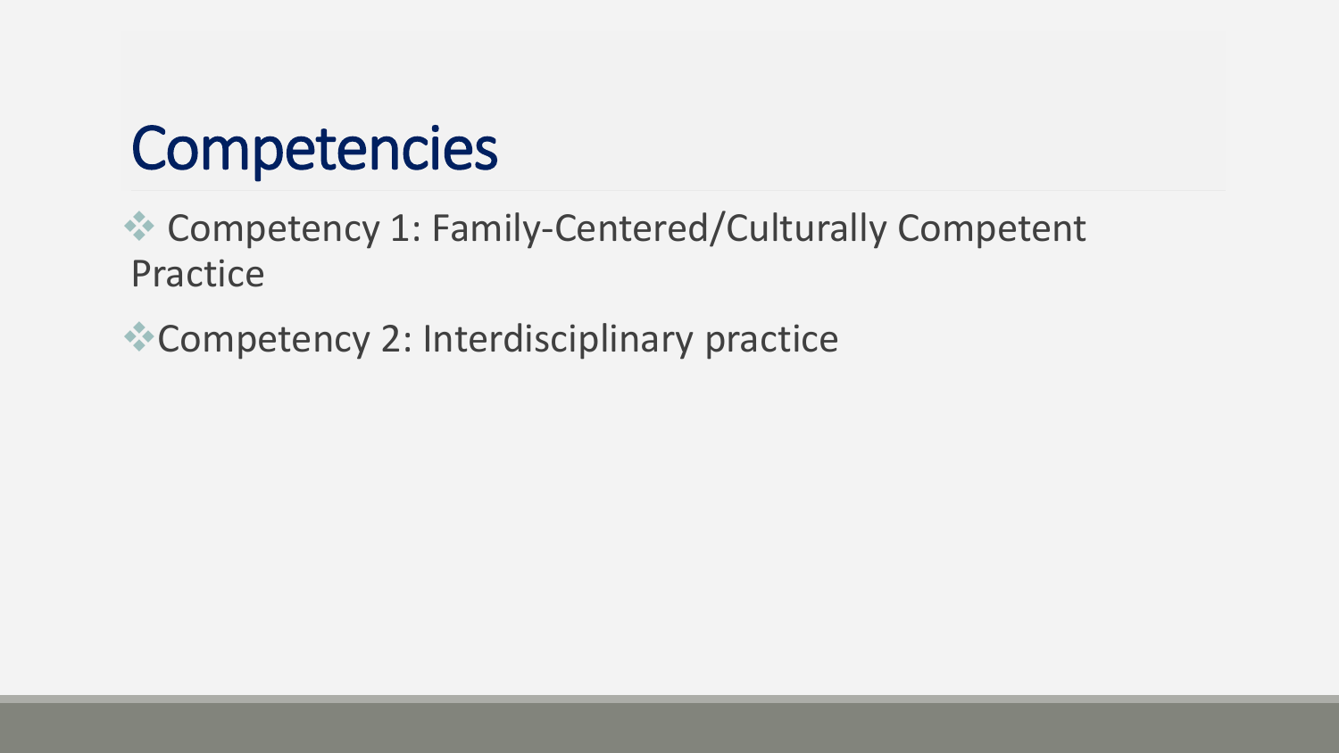# Competencies

- Competency 1: Family-Centered/Culturally Competent Practice
- Competency 2: Interdisciplinary practice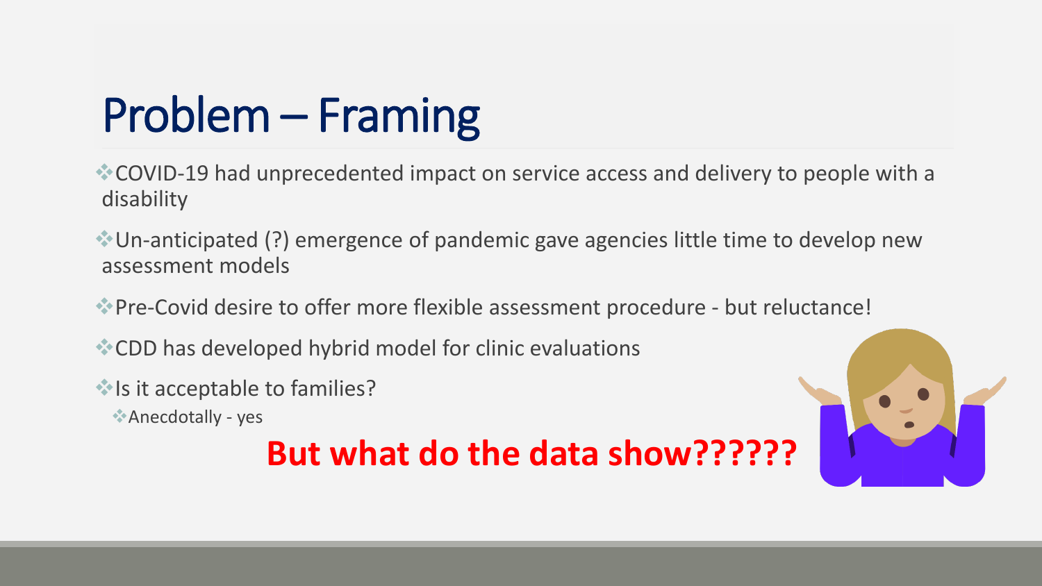# Problem – Framing

- COVID-19 had unprecedented impact on service access and delivery to people with a disability
- Un-anticipated (?) emergence of pandemic gave agencies little time to develop new assessment models
- Pre-Covid desire to offer more flexible assessment procedure - but reluctance!
- CDD has developed hybrid model for clinic evaluations
- Is it acceptable to families?
  - Anecdotally - yes

**But what do the data show??????**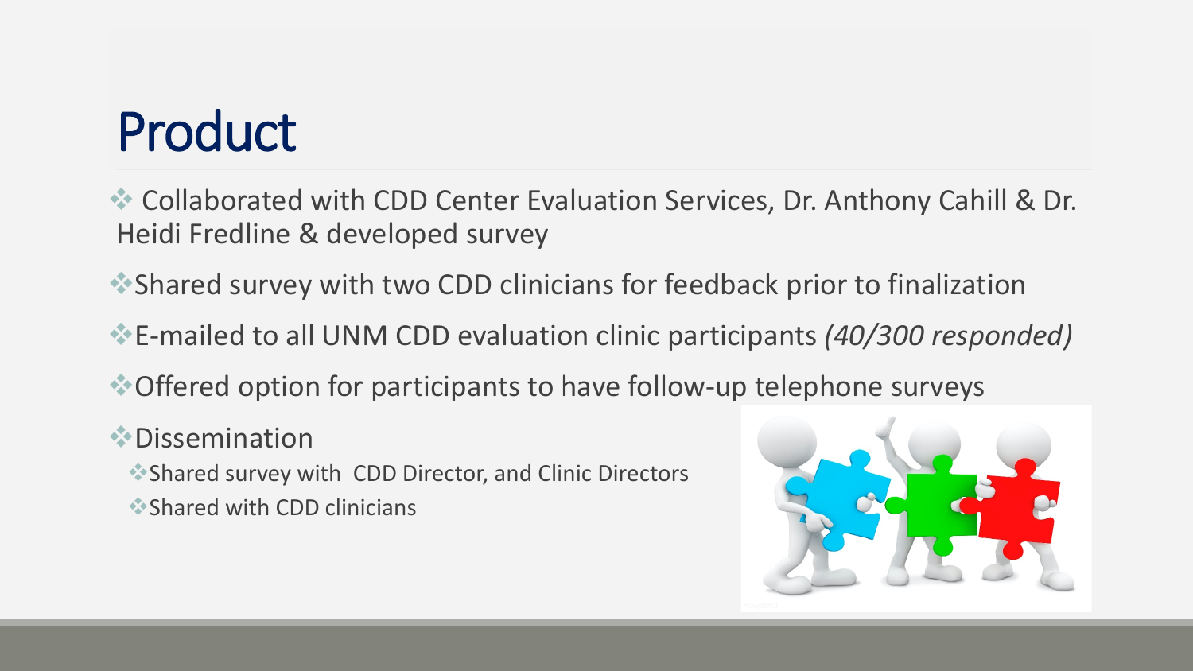# Product

- Collaborated with CDD Center Evaluation Services, Dr. Anthony Cahill & Dr. Heidi Fredline & developed survey
- Shared survey with two CDD clinicians for feedback prior to finalization
- E-mailed to all UNM CDD evaluation clinic participants *(40/300 responded)*
- Offered option for participants to have follow-up telephone surveys
- Dissemination
  - Shared survey with CDD Director, and Clinic Directors
  - Shared with CDD clinicians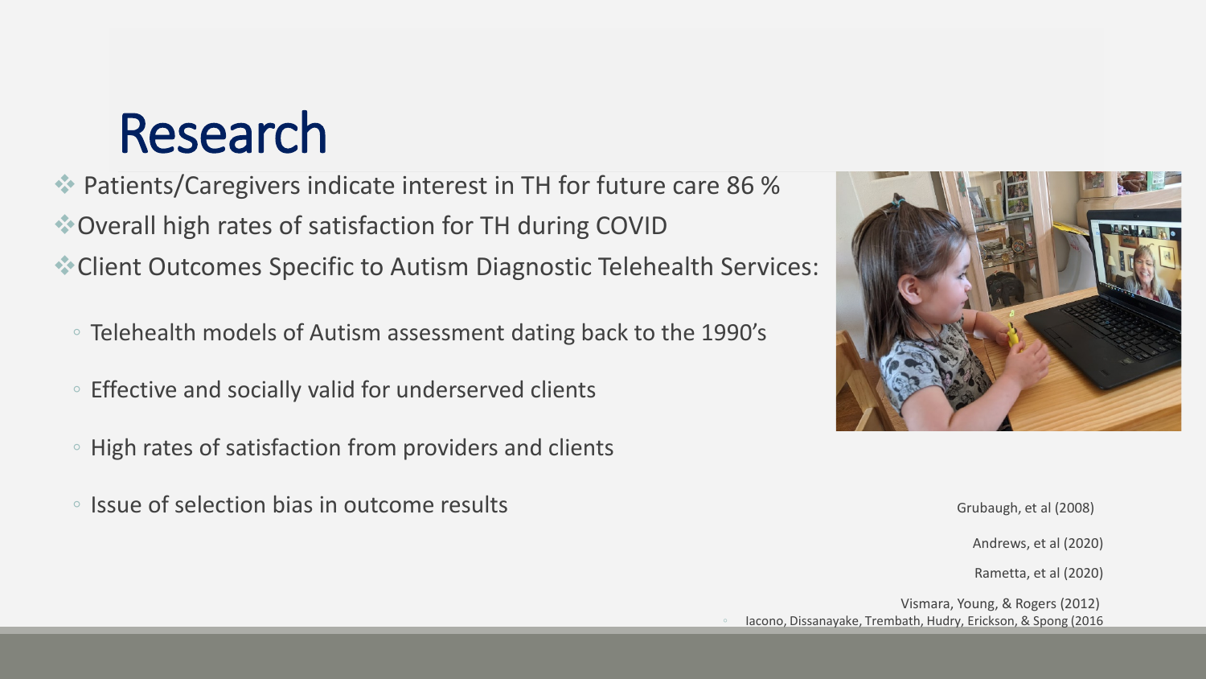# Research

- Patients/Caregivers indicate interest in TH for future care 86 %
- Overall high rates of satisfaction for TH during COVID
- Client Outcomes Specific to Autism Diagnostic Telehealth Services:
  - Telehealth models of Autism assessment dating back to the 1990's
  - Effective and socially valid for underserved clients
  - High rates of satisfaction from providers and clients
  - Issue of selection bias in outcome results

Grubaugh, et al (2008)

Andrews, et al (2020)

Rametta, et al (2020)

Vismara, Young, & Rogers (2012)

Iacono, Dissanayake, Trembath, Hudry, Erickson, & Spong (2016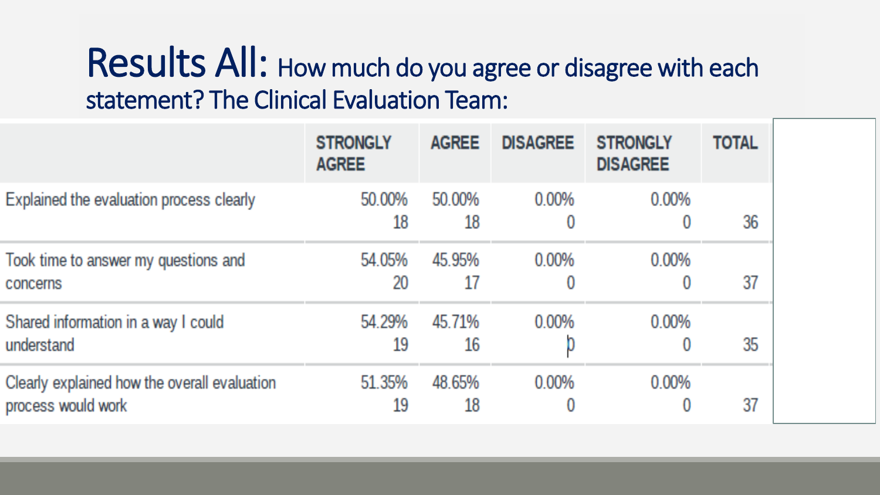# Results All: How much do you agree or disagree with each statement? The Clinical Evaluation Team:

| | STRONGLY AGREE | AGREE | DISAGREE | STRONGLY DISAGREE | TOTAL |
|---|---|---|---|---|---|
| Explained the evaluation process clearly | 50.00% 18 | 50.00% 18 | 0.00% 0 | 0.00% 0 | 36 |
| Took time to answer my questions and concerns | 54.05% 20 | 45.95% 17 | 0.00% 0 | 0.00% 0 | 37 |
| Shared information in a way I could understand | 54.29% 19 | 45.71% 16 | 0.00% 0 | 0.00% 0 | 35 |
| Clearly explained how the overall evaluation process would work | 51.35% 19 | 48.65% 18 | 0.00% 0 | 0.00% 0 | 37 |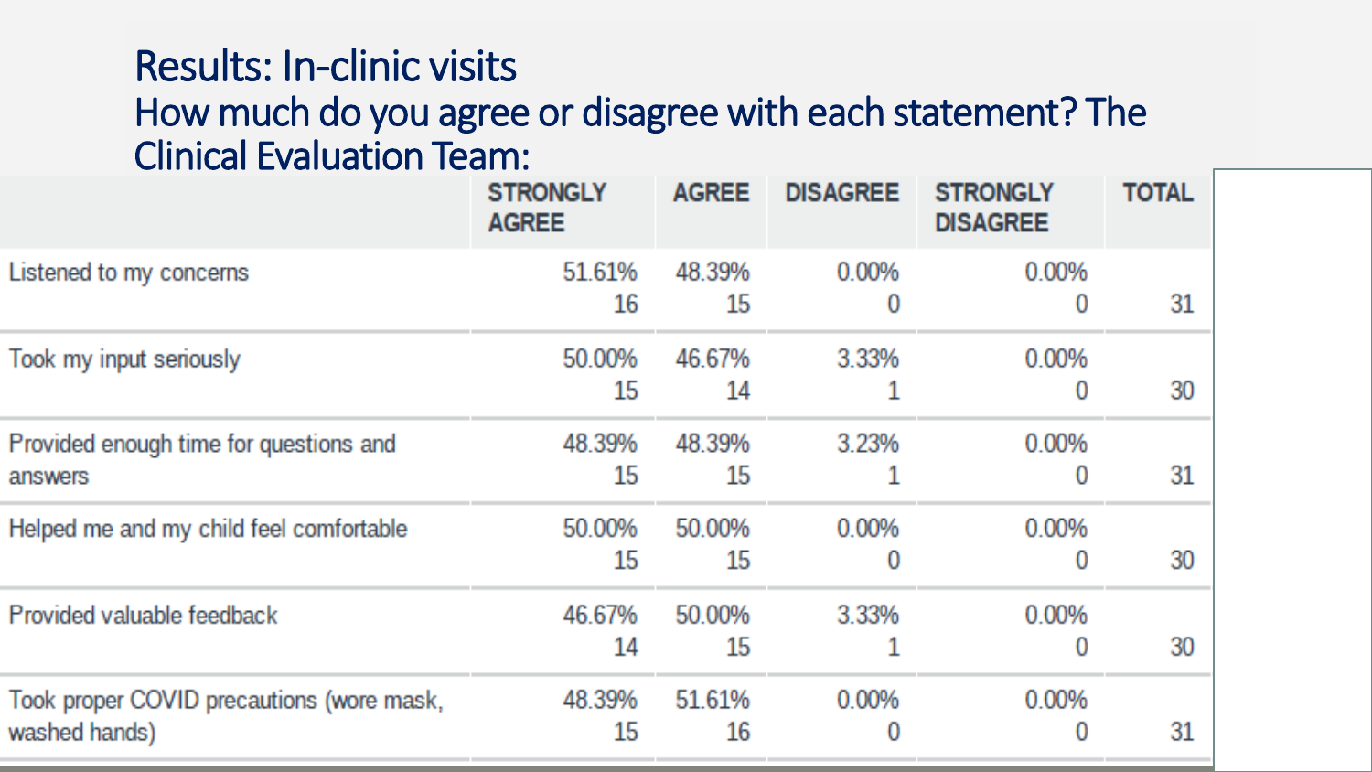# Results: In-clinic visits

## How much do you agree or disagree with each statement? The Clinical Evaluation Team:

| | STRONGLY AGREE | AGREE | DISAGREE | STRONGLY DISAGREE | TOTAL |
|---|---|---|---|---|---|
| Listened to my concerns | 51.61% 16 | 48.39% 15 | 0.00% 0 | 0.00% 0 | 31 |
| Took my input seriously | 50.00% 15 | 46.67% 14 | 3.33% 1 | 0.00% 0 | 30 |
| Provided enough time for questions and answers | 48.39% 15 | 48.39% 15 | 3.23% 1 | 0.00% 0 | 31 |
| Helped me and my child feel comfortable | 50.00% 15 | 50.00% 15 | 0.00% 0 | 0.00% 0 | 30 |
| Provided valuable feedback | 46.67% 14 | 50.00% 15 | 3.33% 1 | 0.00% 0 | 30 |
| Took proper COVID precautions (wore mask, washed hands) | 48.39% 15 | 51.61% 16 | 0.00% 0 | 0.00% 0 | 31 |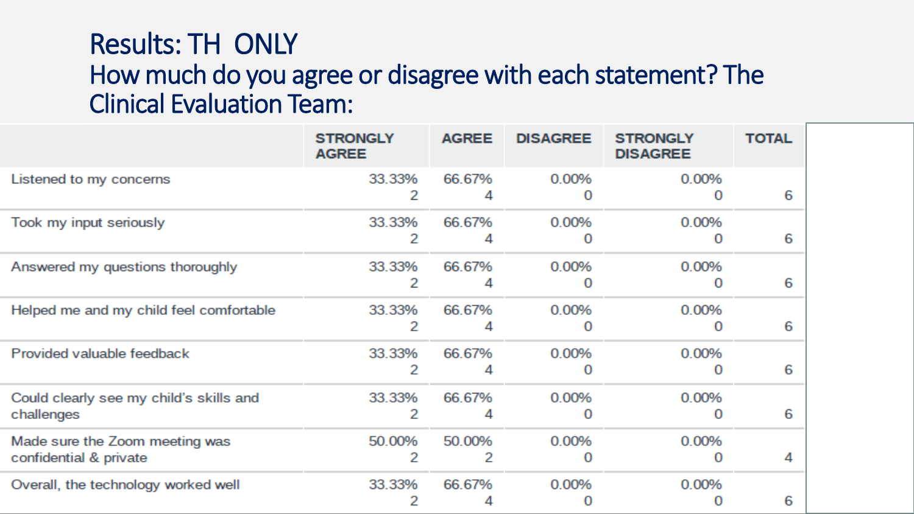# Results: TH ONLY

## How much do you agree or disagree with each statement? The Clinical Evaluation Team:

| | STRONGLY AGREE | AGREE | DISAGREE | STRONGLY DISAGREE | TOTAL |
|---|---|---|---|---|---|
| Listened to my concerns | 33.33% 2 | 66.67% 4 | 0.00% 0 | 0.00% 0 | 6 |
| Took my input seriously | 33.33% 2 | 66.67% 4 | 0.00% 0 | 0.00% 0 | 6 |
| Answered my questions thoroughly | 33.33% 2 | 66.67% 4 | 0.00% 0 | 0.00% 0 | 6 |
| Helped me and my child feel comfortable | 33.33% 2 | 66.67% 4 | 0.00% 0 | 0.00% 0 | 6 |
| Provided valuable feedback | 33.33% 2 | 66.67% 4 | 0.00% 0 | 0.00% 0 | 6 |
| Could clearly see my child's skills and challenges | 33.33% 2 | 66.67% 4 | 0.00% 0 | 0.00% 0 | 6 |
| Made sure the Zoom meeting was confidential & private | 50.00% 2 | 50.00% 2 | 0.00% 0 | 0.00% 0 | 4 |
| Overall, the technology worked well | 33.33% 2 | 66.67% 4 | 0.00% 0 | 0.00% 0 | 6 |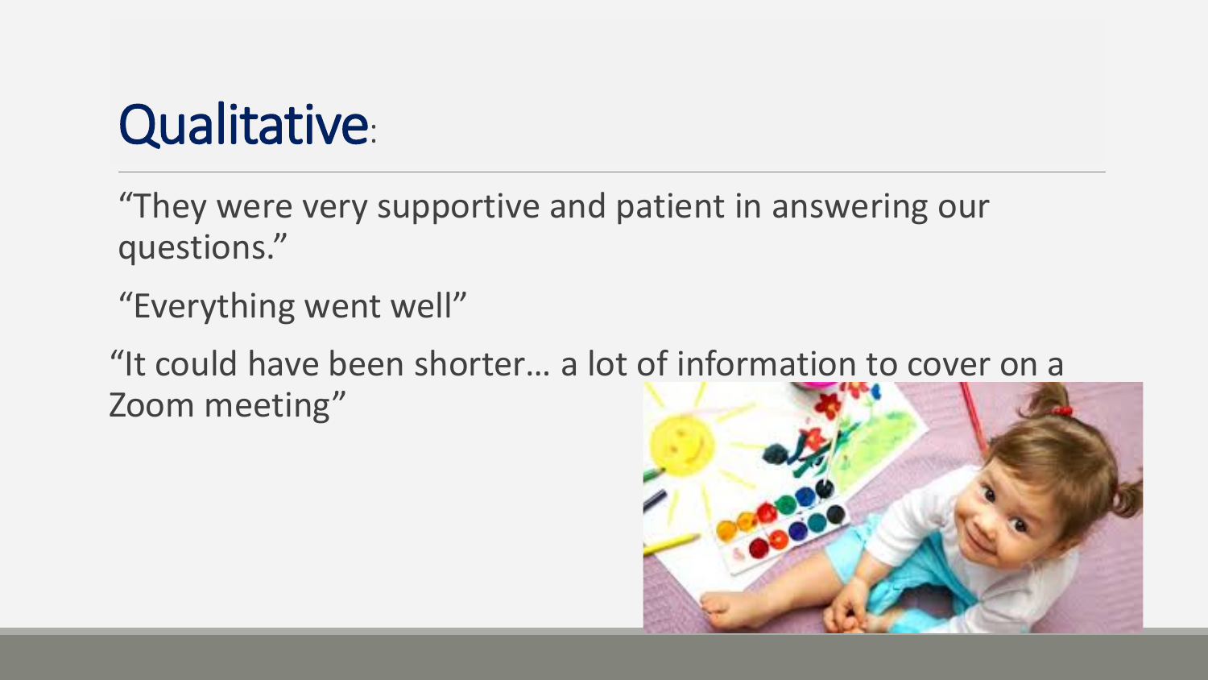# Qualitative:

"They were very supportive and patient in answering our questions."

"Everything went well"

"It could have been shorter… a lot of information to cover on a Zoom meeting"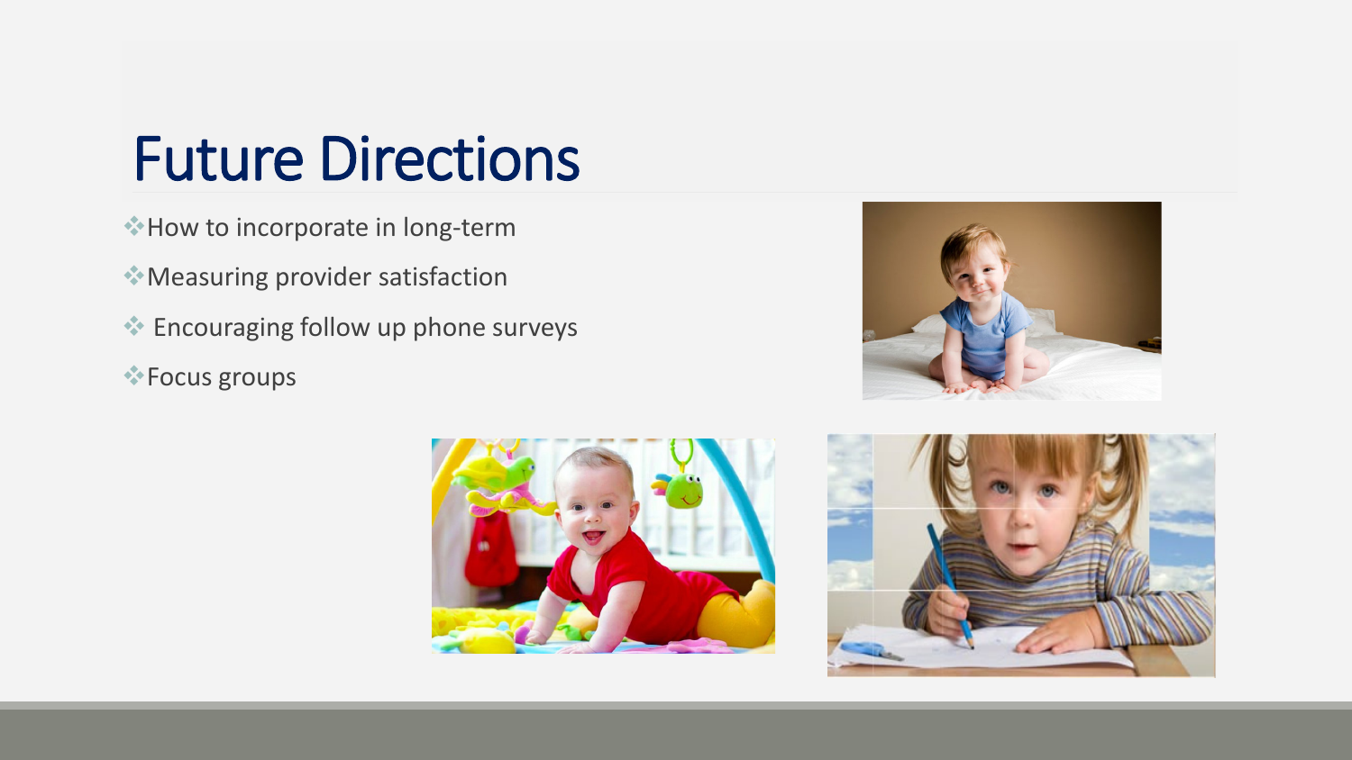# Future Directions

- How to incorporate in long-term
- Measuring provider satisfaction
- Encouraging follow up phone surveys
- Focus groups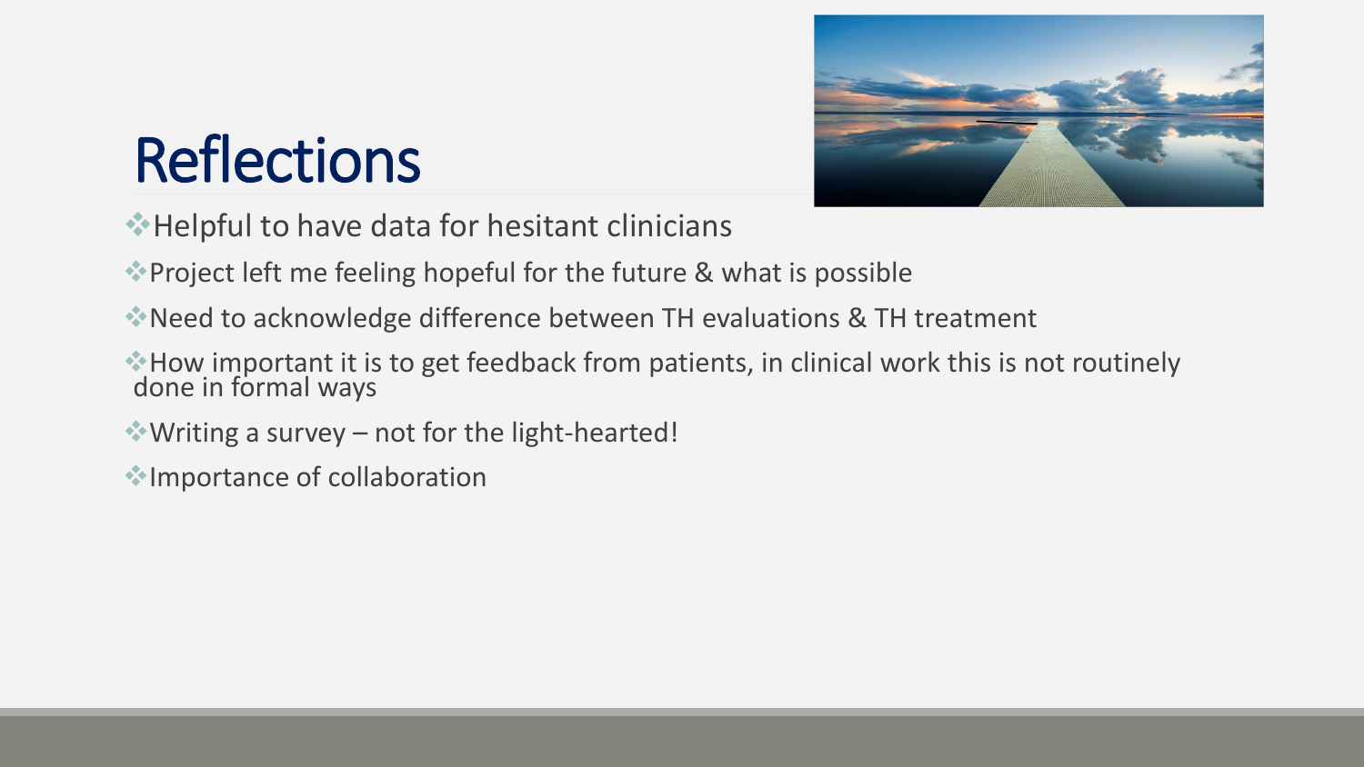# Reflections

- Helpful to have data for hesitant clinicians
- Project left me feeling hopeful for the future & what is possible
- Need to acknowledge difference between TH evaluations & TH treatment
- How important it is to get feedback from patients, in clinical work this is not routinely done in formal ways
- Writing a survey – not for the light-hearted!
- Importance of collaboration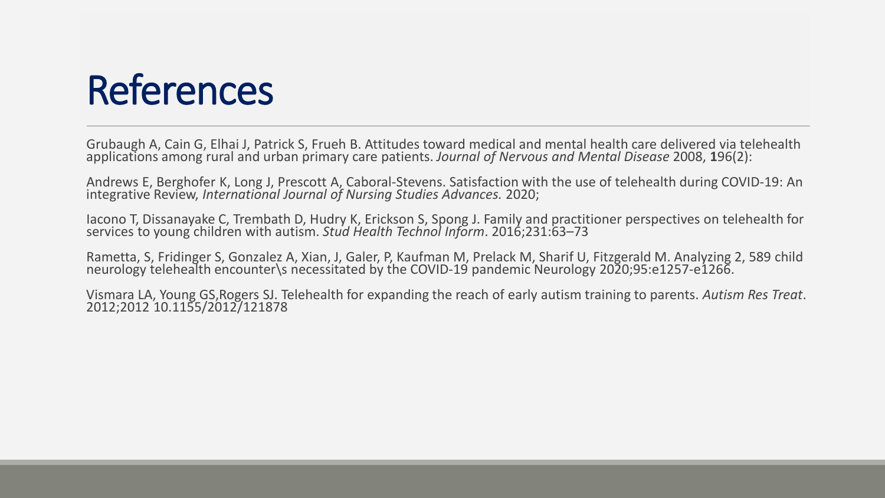# References

Grubaugh A, Cain G, Elhai J, Patrick S, Frueh B. Attitudes toward medical and mental health care delivered via telehealth applications among rural and urban primary care patients. *Journal of Nervous and Mental Disease* 2008, **1**96(2):

Andrews E, Berghofer K, Long J, Prescott A, Caboral-Stevens. Satisfaction with the use of telehealth during COVID-19: An integrative Review, *International Journal of Nursing Studies Advances.* 2020;

Iacono T, Dissanayake C, Trembath D, Hudry K, Erickson S, Spong J. Family and practitioner perspectives on telehealth for services to young children with autism. *Stud Health Technol Inform*. 2016;231:63–73

Rametta, S, Fridinger S, Gonzalez A, Xian, J, Galer, P, Kaufman M, Prelack M, Sharif U, Fitzgerald M. Analyzing 2, 589 child neurology telehealth encounter\s necessitated by the COVID-19 pandemic Neurology 2020;95:e1257-e1266.

Vismara LA, Young GS,Rogers SJ. Telehealth for expanding the reach of early autism training to parents. *Autism Res Treat*. 2012;2012 10.1155/2012/121878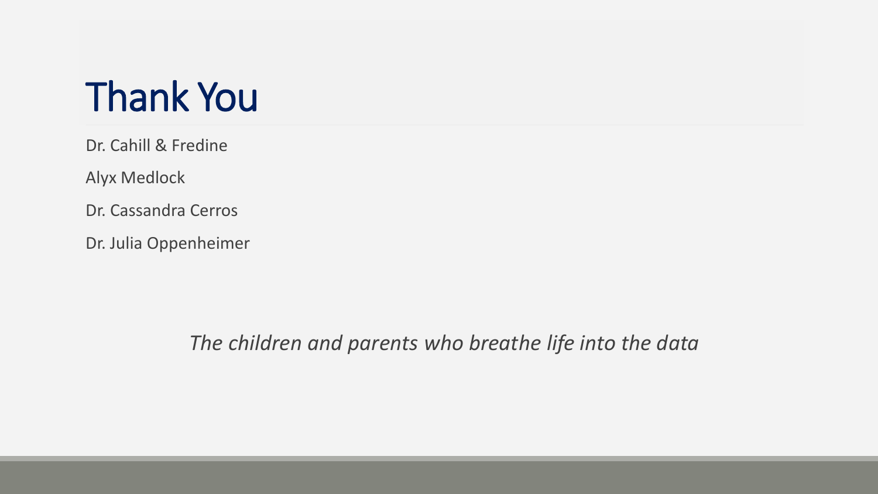# Thank You

Dr. Cahill & Fredine

Alyx Medlock

Dr. Cassandra Cerros

Dr. Julia Oppenheimer

*The children and parents who breathe life into the data*